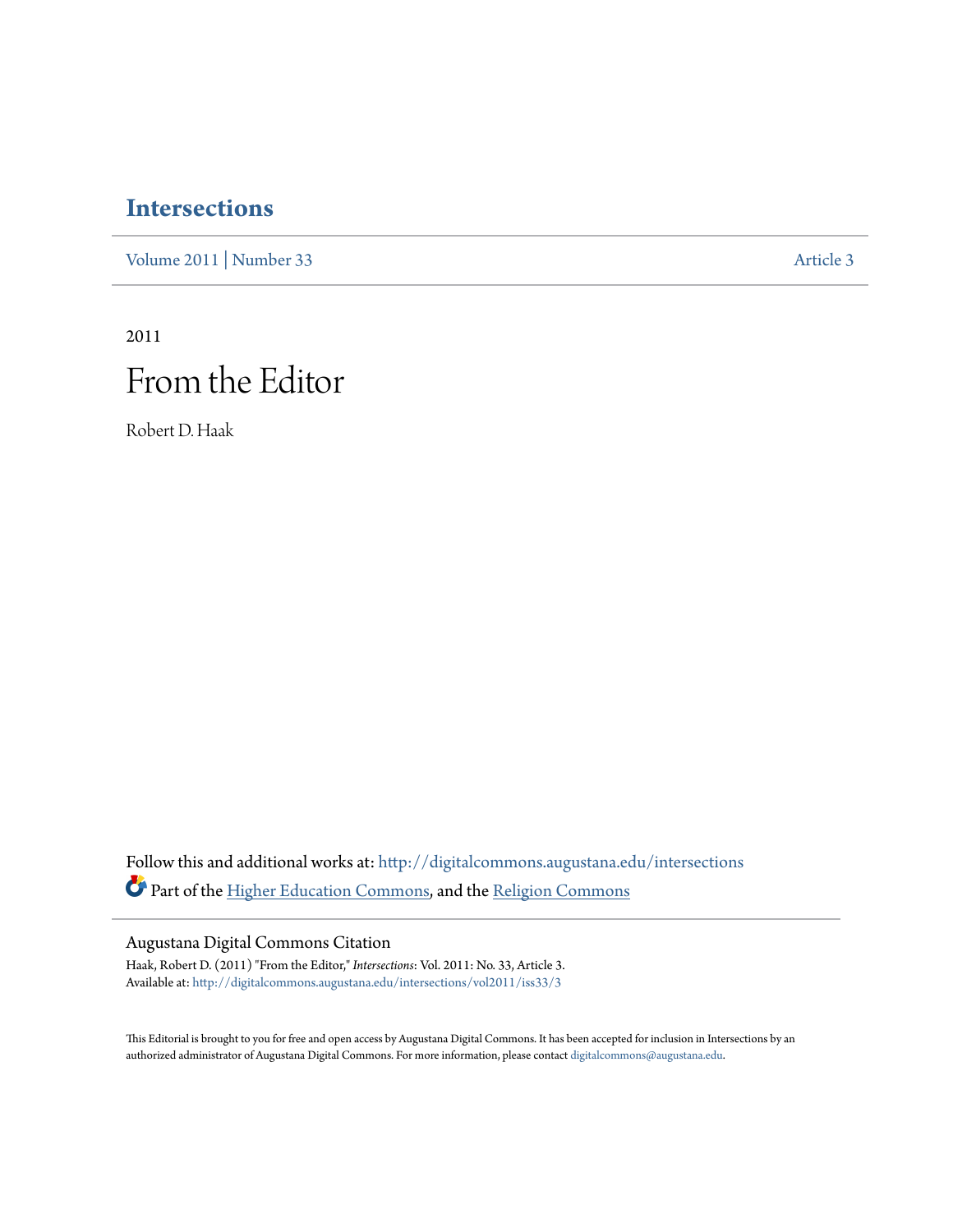# Intersections

Volume 2011 | Number 33 Article 3

2011

# From the Editor

Robert D. Haak

Follow this and additional works at: http://digitalcommons.augustana.edu/intersections

Part of the Higher Education Commons, and the Religion Commons

## Augustana Digital Commons Citation

Haak, Robert D. (2011) "From the Editor," *Intersections*: Vol. 2011: No. 33, Article 3.
Available at: http://digitalcommons.augustana.edu/intersections/vol2011/iss33/3

This Editorial is brought to you for free and open access by Augustana Digital Commons. It has been accepted for inclusion in Intersections by an authorized administrator of Augustana Digital Commons. For more information, please contact digitalcommons@augustana.edu.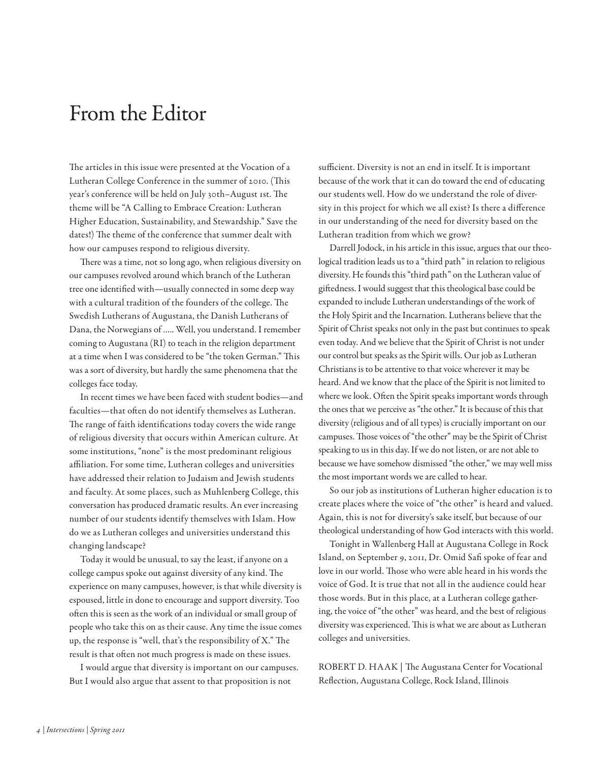# From the Editor

The articles in this issue were presented at the Vocation of a Lutheran College Conference in the summer of 2010. (This year's conference will be held on July 30th–August 1st. The theme will be "A Calling to Embrace Creation: Lutheran Higher Education, Sustainability, and Stewardship." Save the dates!) The theme of the conference that summer dealt with how our campuses respond to religious diversity.

There was a time, not so long ago, when religious diversity on our campuses revolved around which branch of the Lutheran tree one identified with—usually connected in some deep way with a cultural tradition of the founders of the college. The Swedish Lutherans of Augustana, the Danish Lutherans of Dana, the Norwegians of ….. Well, you understand. I remember coming to Augustana (RI) to teach in the religion department at a time when I was considered to be "the token German." This was a sort of diversity, but hardly the same phenomena that the colleges face today.

In recent times we have been faced with student bodies—and faculties—that often do not identify themselves as Lutheran. The range of faith identifications today covers the wide range of religious diversity that occurs within American culture. At some institutions, "none" is the most predominant religious affiliation. For some time, Lutheran colleges and universities have addressed their relation to Judaism and Jewish students and faculty. At some places, such as Muhlenberg College, this conversation has produced dramatic results. An ever increasing number of our students identify themselves with Islam. How do we as Lutheran colleges and universities understand this changing landscape?

Today it would be unusual, to say the least, if anyone on a college campus spoke out against diversity of any kind. The experience on many campuses, however, is that while diversity is espoused, little in done to encourage and support diversity. Too often this is seen as the work of an individual or small group of people who take this on as their cause. Any time the issue comes up, the response is "well, that's the responsibility of X." The result is that often not much progress is made on these issues.

I would argue that diversity is important on our campuses. But I would also argue that assent to that proposition is not sufficient. Diversity is not an end in itself. It is important because of the work that it can do toward the end of educating our students well. How do we understand the role of diversity in this project for which we all exist? Is there a difference in our understanding of the need for diversity based on the Lutheran tradition from which we grow?

Darrell Jodock, in his article in this issue, argues that our theological tradition leads us to a "third path" in relation to religious diversity. He founds this "third path" on the Lutheran value of giftedness. I would suggest that this theological base could be expanded to include Lutheran understandings of the work of the work of the Holy Spirit and the Incarnation. Lutherans believe that the Spirit of Christ speaks not only in the past but continues to speak even today. And we believe that the Spirit of Christ is not under our control but speaks as the Spirit wills. Our job as Lutheran Christians is to be attentive to that voice wherever it may be heard. And we know that the place of the Spirit is not limited to where we look. Often the Spirit speaks important words through the ones that we perceive as "the other." It is because of this that diversity (religious and of all types) is crucially important on our campuses. Those voices of "the other" may be the Spirit of Christ speaking to us in this day. If we do not listen, or are not able to because we have somehow dismissed "the other," we may well miss the most important words we are called to hear.

So our job as institutions of Lutheran higher education is to create places where the voice of "the other" is heard and valued. Again, this is not for diversity's sake itself, but because of our theological understanding of how God interacts with this world.

Tonight in Wallenberg Hall at Augustana College in Rock Island, on September 9, 2011, Dr. Omid Safi spoke of fear and love in our world. Those who were able heard in his words the voice of God. It is true that not all in the audience could hear those words. But in this place, at a Lutheran college gathering, the voice of "the other" was heard, and the best of religious diversity was experienced. This is what we are about as Lutheran colleges and universities.

ROBERT D. HAAK | The Augustana Center for Vocational Reflection, Augustana College, Rock Island, Illinois